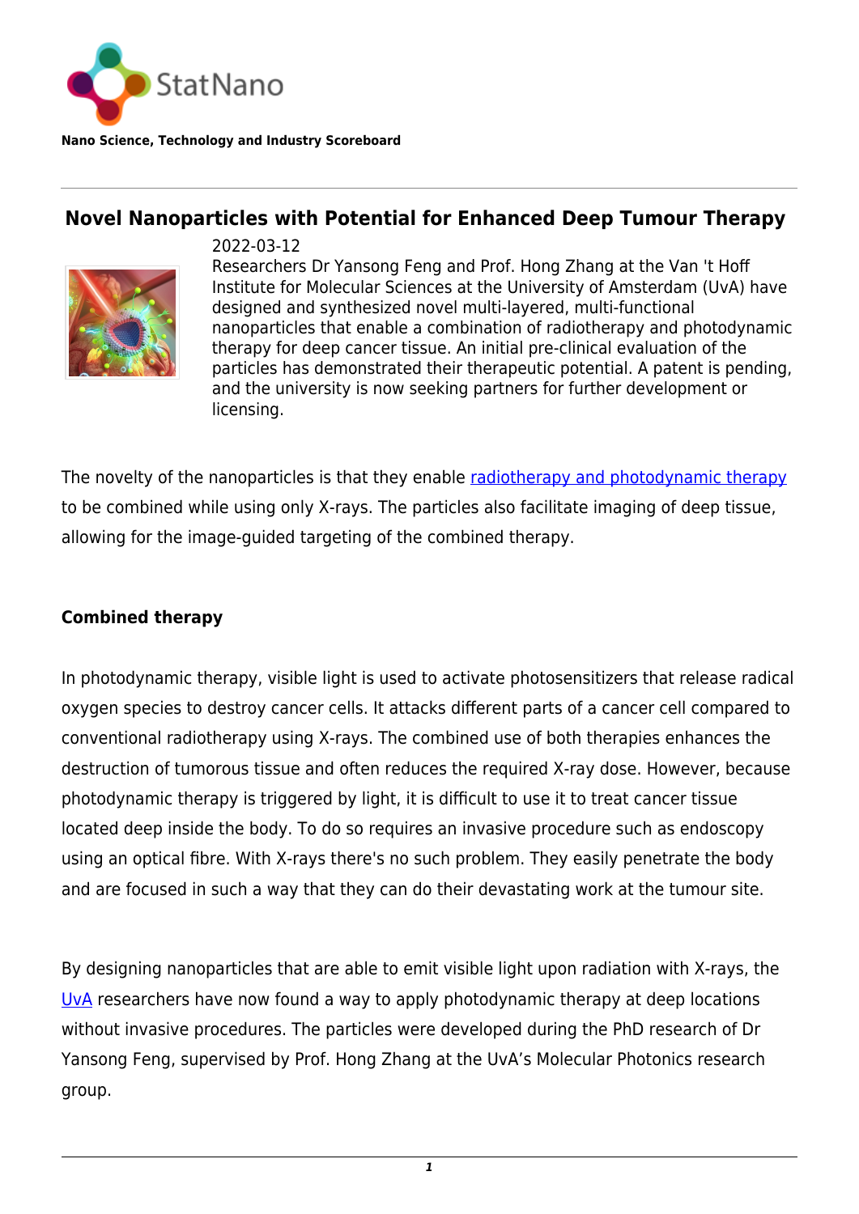StatNano

**Nano Science, Technology and Industry Scoreboard**

# Novel Nanoparticles with Potential for Enhanced Deep Tumour Therapy

2022-03-12

Researchers Dr Yansong Feng and Prof. Hong Zhang at the Van 't Hoff Institute for Molecular Sciences at the University of Amsterdam (UvA) have designed and synthesized novel multi-layered, multi-functional nanoparticles that enable a combination of radiotherapy and photodynamic therapy for deep cancer tissue. An initial pre-clinical evaluation of the particles has demonstrated their therapeutic potential. A patent is pending, and the university is now seeking partners for further development or licensing.

The novelty of the nanoparticles is that they enable radiotherapy and photodynamic therapy to be combined while using only X-rays. The particles also facilitate imaging of deep tissue, allowing for the image-guided targeting of the combined therapy.

## Combined therapy

In photodynamic therapy, visible light is used to activate photosensitizers that release radical oxygen species to destroy cancer cells. It attacks different parts of a cancer cell compared to conventional radiotherapy using X-rays. The combined use of both therapies enhances the destruction of tumorous tissue and often reduces the required X-ray dose. However, because photodynamic therapy is triggered by light, it is difficult to use it to treat cancer tissue located deep inside the body. To do so requires an invasive procedure such as endoscopy using an optical fibre. With X-rays there's no such problem. They easily penetrate the body and are focused in such a way that they can do their devastating work at the tumour site.

By designing nanoparticles that are able to emit visible light upon radiation with X-rays, the UvA researchers have now found a way to apply photodynamic therapy at deep locations without invasive procedures. The particles were developed during the PhD research of Dr Yansong Feng, supervised by Prof. Hong Zhang at the UvA's Molecular Photonics research group.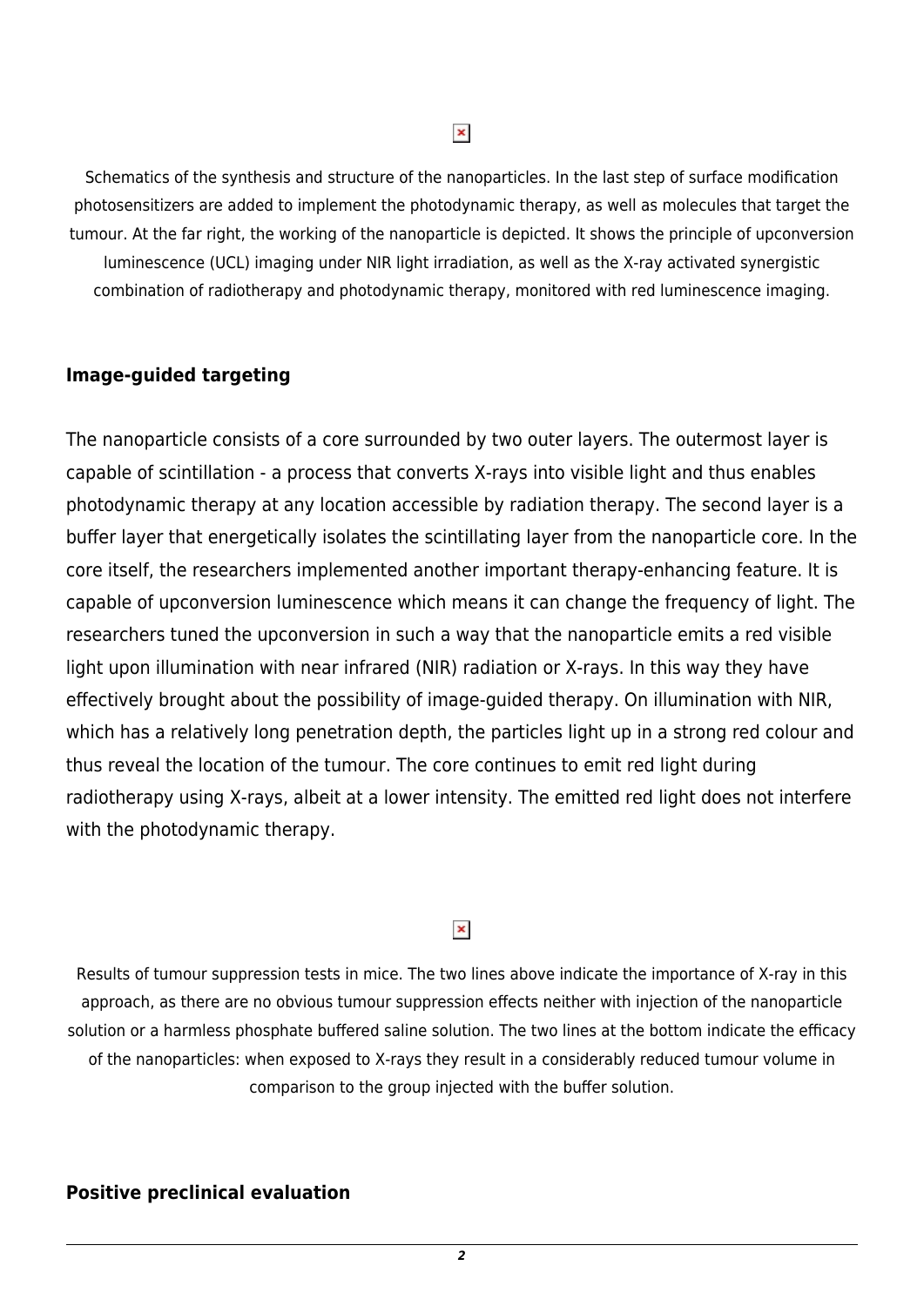Schematics of the synthesis and structure of the nanoparticles. In the last step of surface modification photosensitizers are added to implement the photodynamic therapy, as well as molecules that target the tumour. At the far right, the working of the nanoparticle is depicted. It shows the principle of upconversion luminescence (UCL) imaging under NIR light irradiation, as well as the X-ray activated synergistic combination of radiotherapy and photodynamic therapy, monitored with red luminescence imaging.

## Image-guided targeting

The nanoparticle consists of a core surrounded by two outer layers. The outermost layer is capable of scintillation - a process that converts X-rays into visible light and thus enables photodynamic therapy at any location accessible by radiation therapy. The second layer is a buffer layer that energetically isolates the scintillating layer from the nanoparticle core. In the core itself, the researchers implemented another important therapy-enhancing feature. It is capable of upconversion luminescence which means it can change the frequency of light. The researchers tuned the upconversion in such a way that the nanoparticle emits a red visible light upon illumination with near infrared (NIR) radiation or X-rays. In this way they have effectively brought about the possibility of image-guided therapy. On illumination with NIR, which has a relatively long penetration depth, the particles light up in a strong red colour and thus reveal the location of the tumour. The core continues to emit red light during radiotherapy using X-rays, albeit at a lower intensity. The emitted red light does not interfere with the photodynamic therapy.

Results of tumour suppression tests in mice. The two lines above indicate the importance of X-ray in this approach, as there are no obvious tumour suppression effects neither with injection of the nanoparticle solution or a harmless phosphate buffered saline solution. The two lines at the bottom indicate the efficacy of the nanoparticles: when exposed to X-rays they result in a considerably reduced tumour volume in comparison to the group injected with the buffer solution.

## Positive preclinical evaluation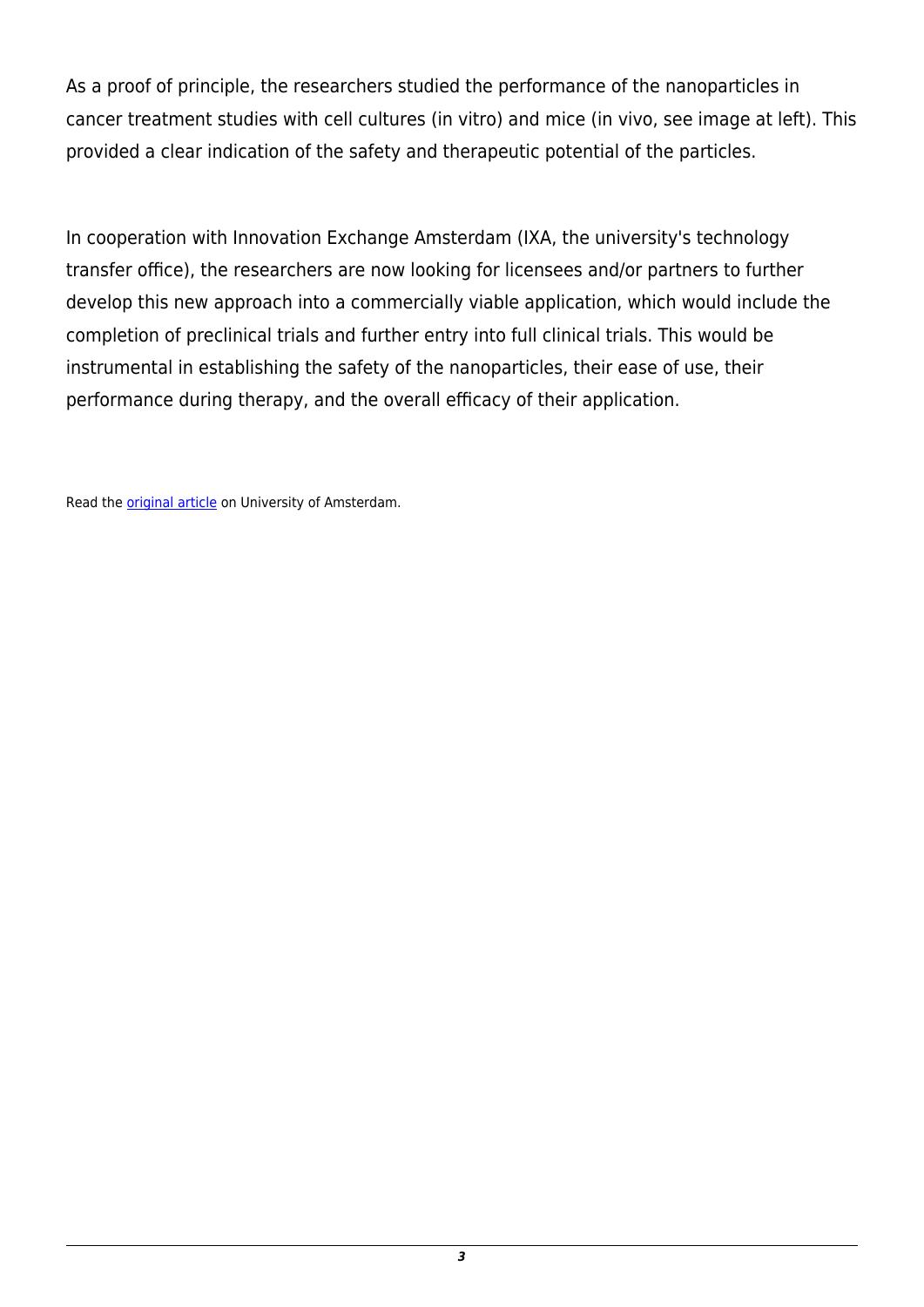As a proof of principle, the researchers studied the performance of the nanoparticles in cancer treatment studies with cell cultures (in vitro) and mice (in vivo, see image at left). This provided a clear indication of the safety and therapeutic potential of the particles.

In cooperation with Innovation Exchange Amsterdam (IXA, the university's technology transfer office), the researchers are now looking for licensees and/or partners to further develop this new approach into a commercially viable application, which would include the completion of preclinical trials and further entry into full clinical trials. This would be instrumental in establishing the safety of the nanoparticles, their ease of use, their performance during therapy, and the overall efficacy of their application.

Read the original article on University of Amsterdam.